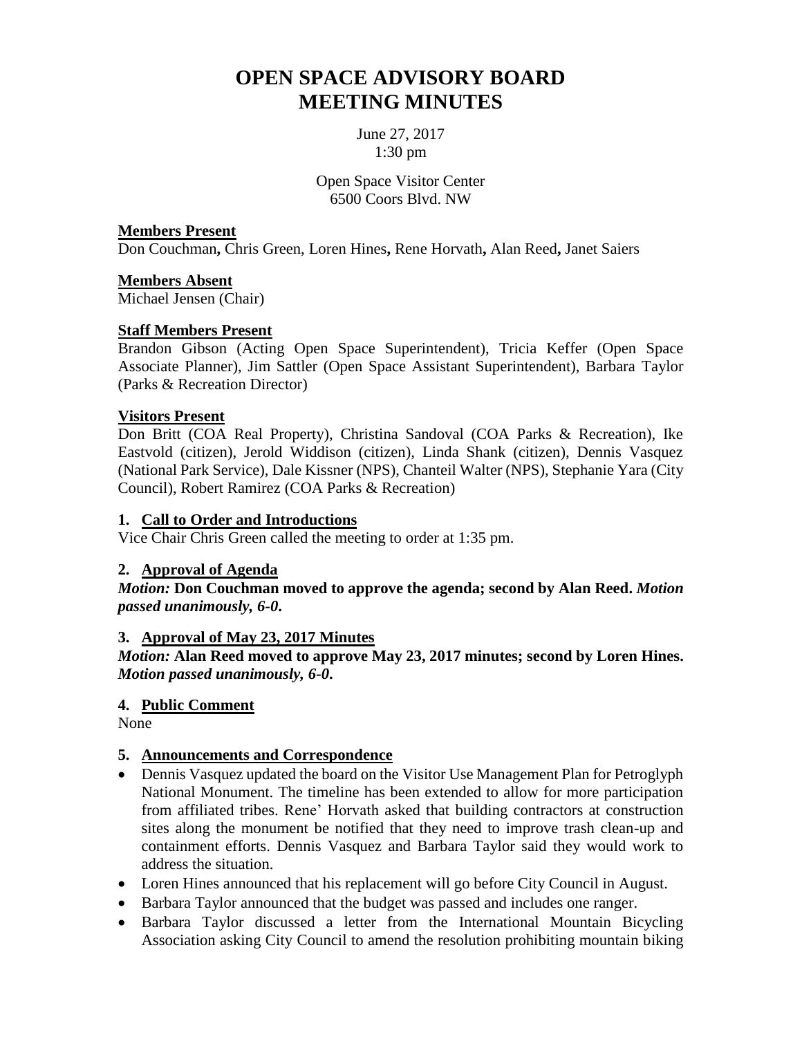# OPEN SPACE ADVISORY BOARD MEETING MINUTES

June 27, 2017
1:30 pm

Open Space Visitor Center
6500 Coors Blvd. NW

**Members Present**
Don Couchman**,** Chris Green, Loren Hines**,** Rene Horvath**,** Alan Reed**,** Janet Saiers

**Members Absent**
Michael Jensen (Chair)

**Staff Members Present**
Brandon Gibson (Acting Open Space Superintendent), Tricia Keffer (Open Space Associate Planner), Jim Sattler (Open Space Assistant Superintendent), Barbara Taylor (Parks & Recreation Director)

**Visitors Present**
Don Britt (COA Real Property), Christina Sandoval (COA Parks & Recreation), Ike Eastvold (citizen), Jerold Widdison (citizen), Linda Shank (citizen), Dennis Vasquez (National Park Service), Dale Kissner (NPS), Chanteil Walter (NPS), Stephanie Yara (City Council), Robert Ramirez (COA Parks & Recreation)

**1. Call to Order and Introductions**

Vice Chair Chris Green called the meeting to order at 1:35 pm.

**2. Approval of Agenda**

***Motion:*** **Don Couchman moved to approve the agenda; second by Alan Reed.** ***Motion passed unanimously, 6-0.***

**3. Approval of May 23, 2017 Minutes**

***Motion:*** **Alan Reed moved to approve May 23, 2017 minutes; second by Loren Hines.** ***Motion passed unanimously, 6-0.***

**4. Public Comment**

None

**5. Announcements and Correspondence**

- Dennis Vasquez updated the board on the Visitor Use Management Plan for Petroglyph National Monument. The timeline has been extended to allow for more participation from affiliated tribes. Rene' Horvath asked that building contractors at construction sites along the monument be notified that they need to improve trash clean-up and containment efforts. Dennis Vasquez and Barbara Taylor said they would work to address the situation.
- Loren Hines announced that his replacement will go before City Council in August.
- Barbara Taylor announced that the budget was passed and includes one ranger.
- Barbara Taylor discussed a letter from the International Mountain Bicycling Association asking City Council to amend the resolution prohibiting mountain biking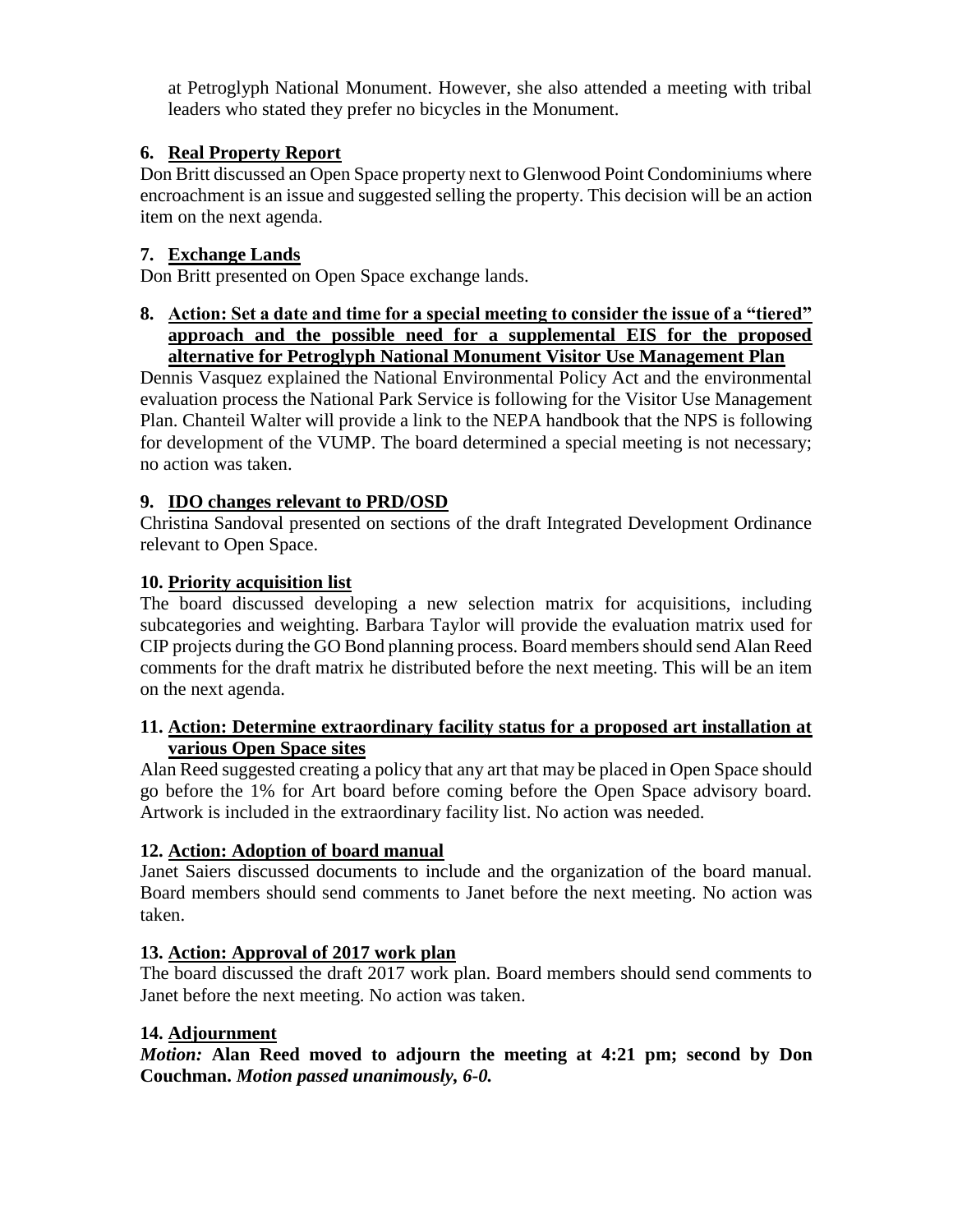at Petroglyph National Monument. However, she also attended a meeting with tribal leaders who stated they prefer no bicycles in the Monument.

### 6. Real Property Report

Don Britt discussed an Open Space property next to Glenwood Point Condominiums where encroachment is an issue and suggested selling the property. This decision will be an action item on the next agenda.

### 7. Exchange Lands

Don Britt presented on Open Space exchange lands.

### 8. Action: Set a date and time for a special meeting to consider the issue of a "tiered" approach and the possible need for a supplemental EIS for the proposed alternative for Petroglyph National Monument Visitor Use Management Plan

Dennis Vasquez explained the National Environmental Policy Act and the environmental evaluation process the National Park Service is following for the Visitor Use Management Plan. Chanteil Walter will provide a link to the NEPA handbook that the NPS is following for development of the VUMP. The board determined a special meeting is not necessary; no action was taken.

### 9. IDO changes relevant to PRD/OSD

Christina Sandoval presented on sections of the draft Integrated Development Ordinance relevant to Open Space.

### 10. Priority acquisition list

The board discussed developing a new selection matrix for acquisitions, including subcategories and weighting. Barbara Taylor will provide the evaluation matrix used for CIP projects during the GO Bond planning process. Board members should send Alan Reed comments for the draft matrix he distributed before the next meeting. This will be an item on the next agenda.

### 11. Action: Determine extraordinary facility status for a proposed art installation at various Open Space sites

Alan Reed suggested creating a policy that any art that may be placed in Open Space should go before the 1% for Art board before coming before the Open Space advisory board. Artwork is included in the extraordinary facility list. No action was needed.

### 12. Action: Adoption of board manual

Janet Saiers discussed documents to include and the organization of the board manual. Board members should send comments to Janet before the next meeting. No action was taken.

### 13. Action: Approval of 2017 work plan

The board discussed the draft 2017 work plan. Board members should send comments to Janet before the next meeting. No action was taken.

### 14. Adjournment

***Motion:*** **Alan Reed moved to adjourn the meeting at 4:21 pm; second by Don Couchman.** ***Motion passed unanimously, 6-0.***